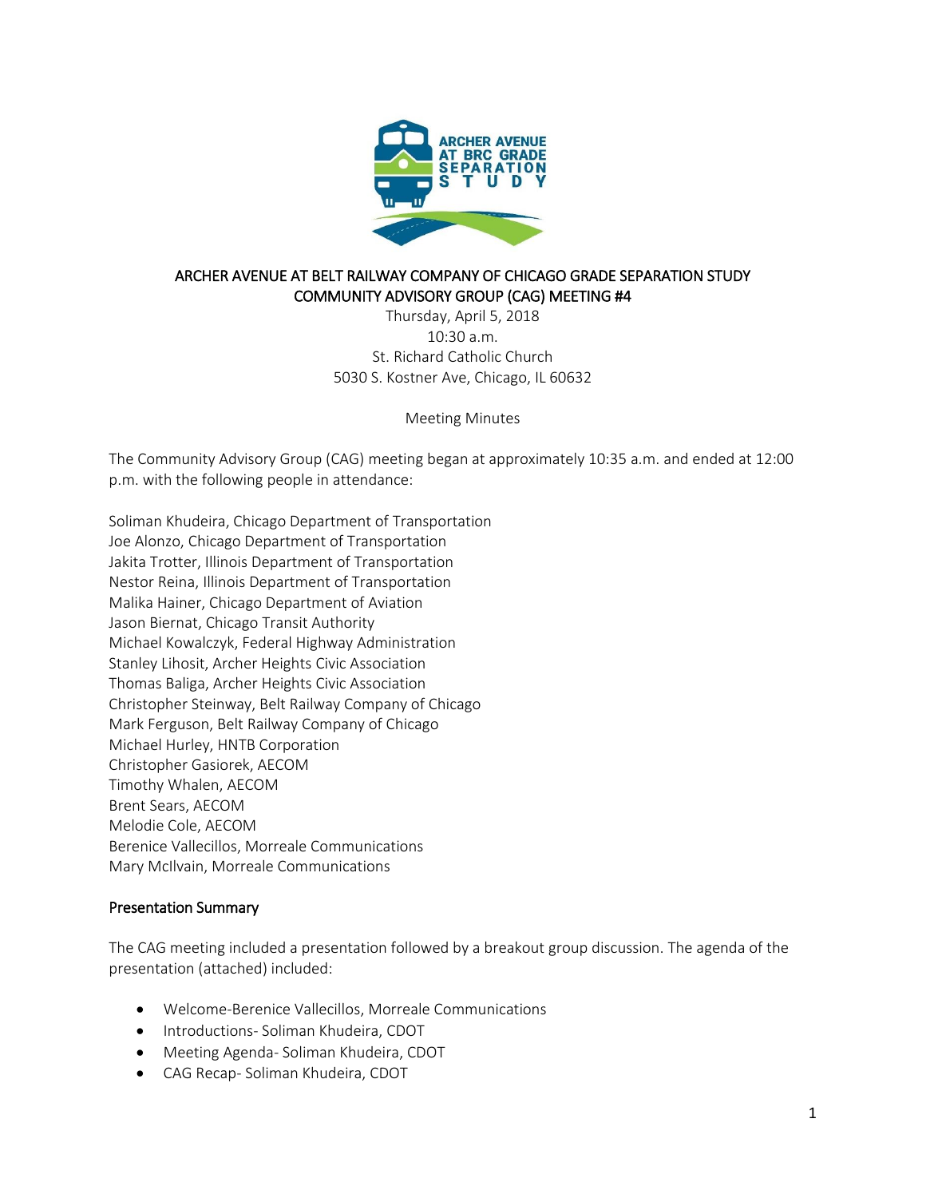ARCHER AVENUE AT BRC GRADE SEPARATION STUDY

# ARCHER AVENUE AT BELT RAILWAY COMPANY OF CHICAGO GRADE SEPARATION STUDY COMMUNITY ADVISORY GROUP (CAG) MEETING #4

Thursday, April 5, 2018
10:30 a.m.
St. Richard Catholic Church
5030 S. Kostner Ave, Chicago, IL 60632

Meeting Minutes

The Community Advisory Group (CAG) meeting began at approximately 10:35 a.m. and ended at 12:00 p.m. with the following people in attendance:

Soliman Khudeira, Chicago Department of Transportation
Joe Alonzo, Chicago Department of Transportation
Jakita Trotter, Illinois Department of Transportation
Nestor Reina, Illinois Department of Transportation
Malika Hainer, Chicago Department of Aviation
Jason Biernat, Chicago Transit Authority
Michael Kowalczyk, Federal Highway Administration
Stanley Lihosit, Archer Heights Civic Association
Thomas Baliga, Archer Heights Civic Association
Christopher Steinway, Belt Railway Company of Chicago
Mark Ferguson, Belt Railway Company of Chicago
Michael Hurley, HNTB Corporation
Christopher Gasiorek, AECOM
Timothy Whalen, AECOM
Brent Sears, AECOM
Melodie Cole, AECOM
Berenice Vallecillos, Morreale Communications
Mary McIlvain, Morreale Communications

## Presentation Summary

The CAG meeting included a presentation followed by a breakout group discussion. The agenda of the presentation (attached) included:

- Welcome-Berenice Vallecillos, Morreale Communications
- Introductions- Soliman Khudeira, CDOT
- Meeting Agenda- Soliman Khudeira, CDOT
- CAG Recap- Soliman Khudeira, CDOT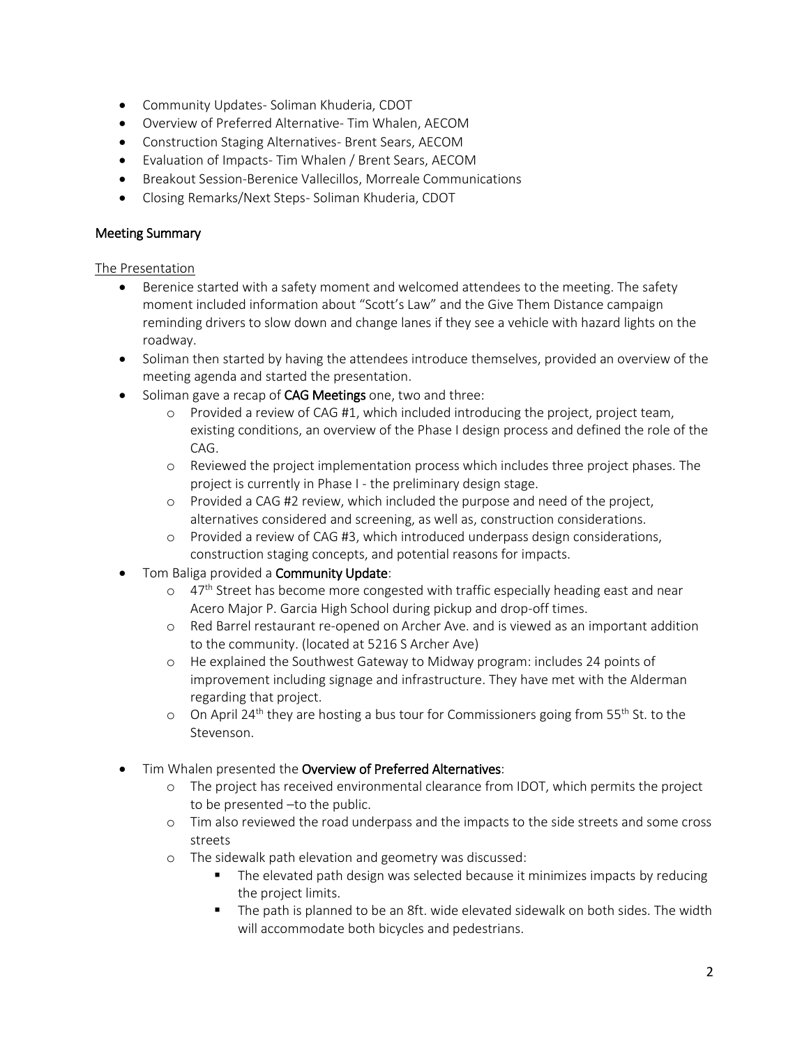- Community Updates- Soliman Khuderia, CDOT
- Overview of Preferred Alternative- Tim Whalen, AECOM
- Construction Staging Alternatives- Brent Sears, AECOM
- Evaluation of Impacts- Tim Whalen / Brent Sears, AECOM
- Breakout Session-Berenice Vallecillos, Morreale Communications
- Closing Remarks/Next Steps- Soliman Khuderia, CDOT

## Meeting Summary

### The Presentation

- Berenice started with a safety moment and welcomed attendees to the meeting. The safety moment included information about "Scott's Law" and the Give Them Distance campaign reminding drivers to slow down and change lanes if they see a vehicle with hazard lights on the roadway.
- Soliman then started by having the attendees introduce themselves, provided an overview of the meeting agenda and started the presentation.
- Soliman gave a recap of **CAG Meetings** one, two and three:
  - Provided a review of CAG #1, which included introducing the project, project team, existing conditions, an overview of the Phase I design process and defined the role of the CAG.
  - Reviewed the project implementation process which includes three project phases. The project is currently in Phase I - the preliminary design stage.
  - Provided a CAG #2 review, which included the purpose and need of the project, alternatives considered and screening, as well as, construction considerations.
  - Provided a review of CAG #3, which introduced underpass design considerations, construction staging concepts, and potential reasons for impacts.
- Tom Baliga provided a **Community Update**:
  - 47th Street has become more congested with traffic especially heading east and near Acero Major P. Garcia High School during pickup and drop-off times.
  - Red Barrel restaurant re-opened on Archer Ave. and is viewed as an important addition to the community. (located at 5216 S Archer Ave)
  - He explained the Southwest Gateway to Midway program: includes 24 points of improvement including signage and infrastructure. They have met with the Alderman regarding that project.
  - On April 24th they are hosting a bus tour for Commissioners going from 55th St. to the Stevenson.

- Tim Whalen presented the **Overview of Preferred Alternatives**:
  - The project has received environmental clearance from IDOT, which permits the project to be presented –to the public.
  - Tim also reviewed the road underpass and the impacts to the side streets and some cross streets
  - The sidewalk path elevation and geometry was discussed:
    - The elevated path design was selected because it minimizes impacts by reducing the project limits.
    - The path is planned to be an 8ft. wide elevated sidewalk on both sides. The width will accommodate both bicycles and pedestrians.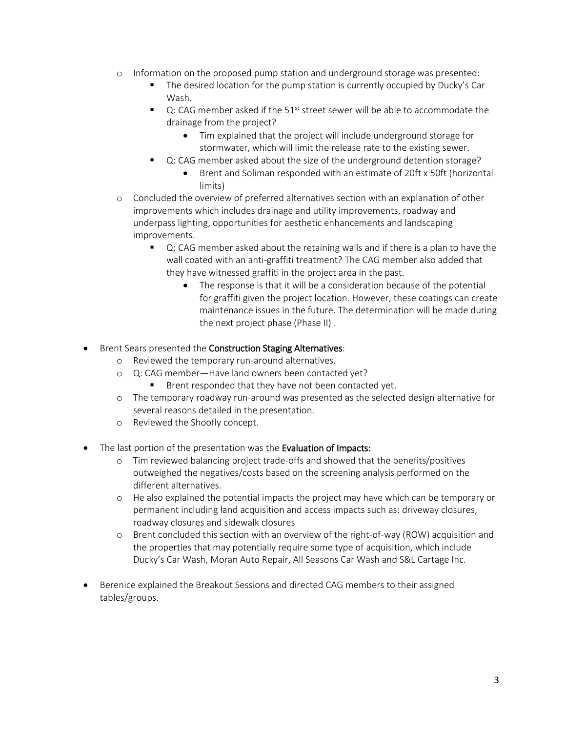- Information on the proposed pump station and underground storage was presented:
  - The desired location for the pump station is currently occupied by Ducky's Car Wash.
  - Q: CAG member asked if the 51st street sewer will be able to accommodate the drainage from the project?
    - Tim explained that the project will include underground storage for stormwater, which will limit the release rate to the existing sewer.
  - Q: CAG member asked about the size of the underground detention storage?
    - Brent and Soliman responded with an estimate of 20ft x 50ft (horizontal limits)
- Concluded the overview of preferred alternatives section with an explanation of other improvements which includes drainage and utility improvements, roadway and underpass lighting, opportunities for aesthetic enhancements and landscaping improvements.
  - Q: CAG member asked about the retaining walls and if there is a plan to have the wall coated with an anti-graffiti treatment? The CAG member also added that they have witnessed graffiti in the project area in the past.
    - The response is that it will be a consideration because of the potential for graffiti given the project location. However, these coatings can create maintenance issues in the future. The determination will be made during the next project phase (Phase II) .

- Brent Sears presented the **Construction Staging Alternatives**:
  - Reviewed the temporary run-around alternatives.
  - Q: CAG member—Have land owners been contacted yet?
    - Brent responded that they have not been contacted yet.
  - The temporary roadway run-around was presented as the selected design alternative for several reasons detailed in the presentation.
  - Reviewed the Shoofly concept.

- The last portion of the presentation was the **Evaluation of Impacts:**
  - Tim reviewed balancing project trade-offs and showed that the benefits/positives outweighed the negatives/costs based on the screening analysis performed on the different alternatives.
  - He also explained the potential impacts the project may have which can be temporary or permanent including land acquisition and access impacts such as: driveway closures, roadway closures and sidewalk closures
  - Brent concluded this section with an overview of the right-of-way (ROW) acquisition and the properties that may potentially require some type of acquisition, which include Ducky's Car Wash, Moran Auto Repair, All Seasons Car Wash and S&L Cartage Inc.

- Berenice explained the Breakout Sessions and directed CAG members to their assigned tables/groups.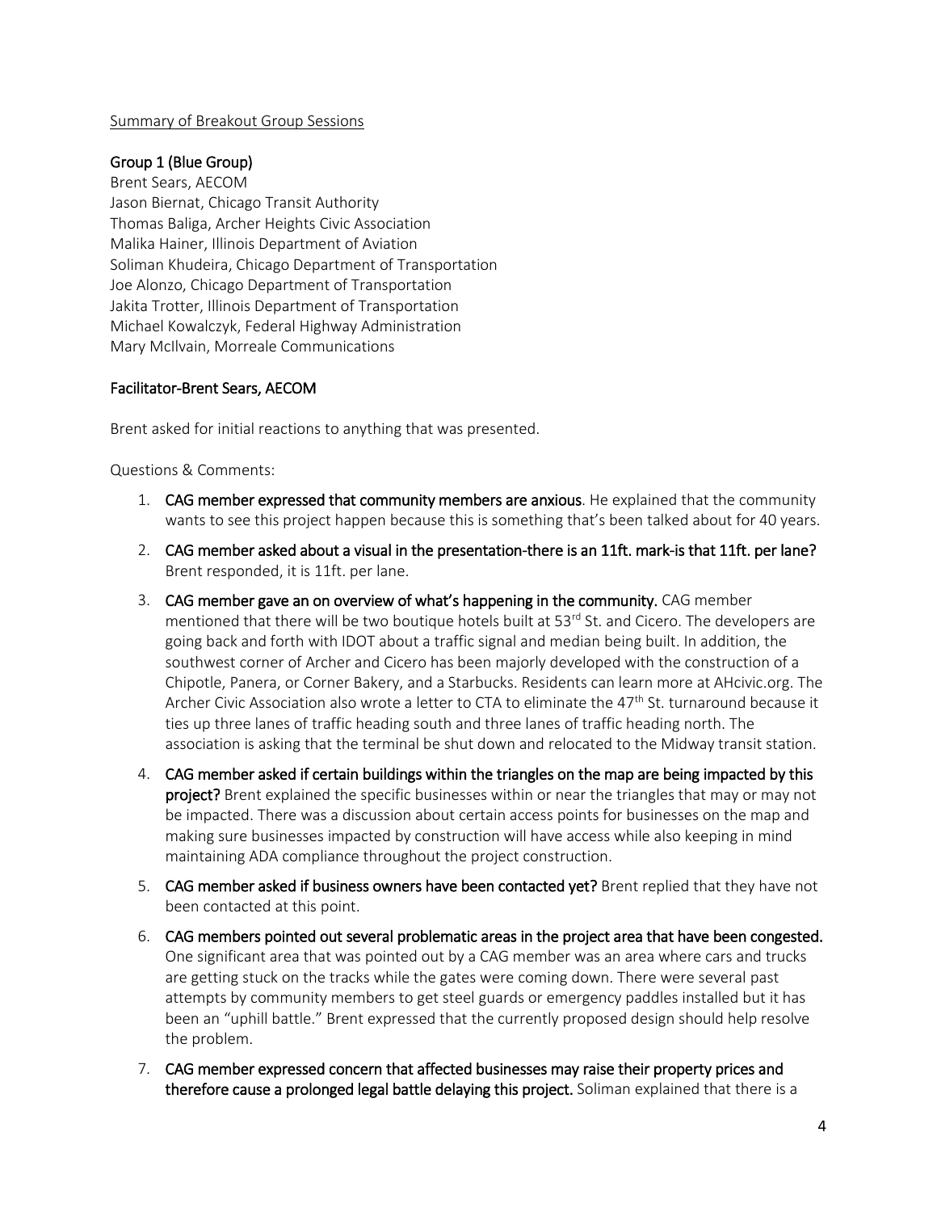Summary of Breakout Group Sessions

**Group 1 (Blue Group)**
Brent Sears, AECOM
Jason Biernat, Chicago Transit Authority
Thomas Baliga, Archer Heights Civic Association
Malika Hainer, Illinois Department of Aviation
Soliman Khudeira, Chicago Department of Transportation
Joe Alonzo, Chicago Department of Transportation
Jakita Trotter, Illinois Department of Transportation
Michael Kowalczyk, Federal Highway Administration
Mary McIlvain, Morreale Communications

**Facilitator-Brent Sears, AECOM**

Brent asked for initial reactions to anything that was presented.

Questions & Comments:

1. **CAG member expressed that community members are anxious**. He explained that the community wants to see this project happen because this is something that's been talked about for 40 years.
2. **CAG member asked about a visual in the presentation-there is an 11ft. mark-is that 11ft. per lane?** Brent responded, it is 11ft. per lane.
3. **CAG member gave an on overview of what's happening in the community.** CAG member mentioned that there will be two boutique hotels built at 53rd St. and Cicero. The developers are going back and forth with IDOT about a traffic signal and median being built. In addition, the southwest corner of Archer and Cicero has been majorly developed with the construction of a Chipotle, Panera, or Corner Bakery, and a Starbucks. Residents can learn more at AHcivic.org. The Archer Civic Association also wrote a letter to CTA to eliminate the 47th St. turnaround because it ties up three lanes of traffic heading south and three lanes of traffic heading north. The association is asking that the terminal be shut down and relocated to the Midway transit station.
4. **CAG member asked if certain buildings within the triangles on the map are being impacted by this project?** Brent explained the specific businesses within or near the triangles that may or may not be impacted. There was a discussion about certain access points for businesses on the map and making sure businesses impacted by construction will have access while also keeping in mind maintaining ADA compliance throughout the project construction.
5. **CAG member asked if business owners have been contacted yet?** Brent replied that they have not been contacted at this point.
6. **CAG members pointed out several problematic areas in the project area that have been congested.** One significant area that was pointed out by a CAG member was an area where cars and trucks are getting stuck on the tracks while the gates were coming down. There were several past attempts by community members to get steel guards or emergency paddles installed but it has been an "uphill battle." Brent expressed that the currently proposed design should help resolve the problem.
7. **CAG member expressed concern that affected businesses may raise their property prices and therefore cause a prolonged legal battle delaying this project.** Soliman explained that there is a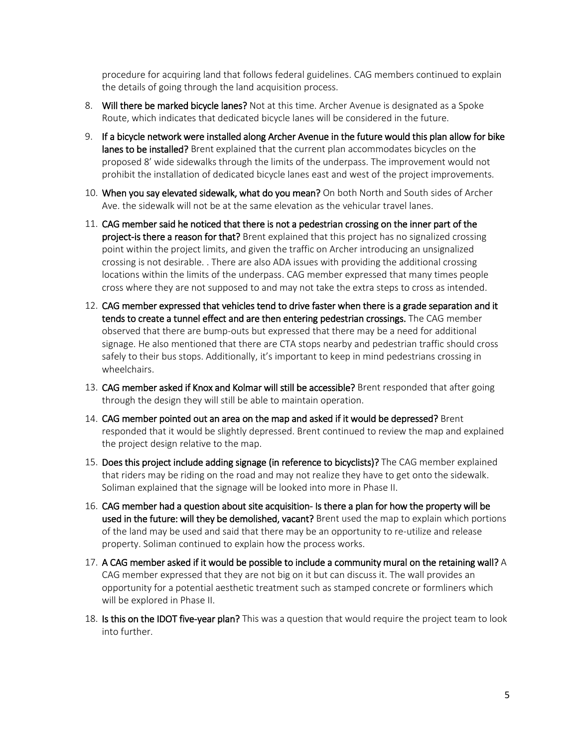procedure for acquiring land that follows federal guidelines. CAG members continued to explain the details of going through the land acquisition process.

8. **Will there be marked bicycle lanes?** Not at this time. Archer Avenue is designated as a Spoke Route, which indicates that dedicated bicycle lanes will be considered in the future.
9. **If a bicycle network were installed along Archer Avenue in the future would this plan allow for bike lanes to be installed?** Brent explained that the current plan accommodates bicycles on the proposed 8' wide sidewalks through the limits of the underpass. The improvement would not prohibit the installation of dedicated bicycle lanes east and west of the project improvements.
10. **When you say elevated sidewalk, what do you mean?** On both North and South sides of Archer Ave. the sidewalk will not be at the same elevation as the vehicular travel lanes.
11. **CAG member said he noticed that there is not a pedestrian crossing on the inner part of the project-is there a reason for that?** Brent explained that this project has no signalized crossing point within the project limits, and given the traffic on Archer introducing an unsignalized crossing is not desirable. . There are also ADA issues with providing the additional crossing locations within the limits of the underpass. CAG member expressed that many times people cross where they are not supposed to and may not take the extra steps to cross as intended.
12. **CAG member expressed that vehicles tend to drive faster when there is a grade separation and it tends to create a tunnel effect and are then entering pedestrian crossings.** The CAG member observed that there are bump-outs but expressed that there may be a need for additional signage. He also mentioned that there are CTA stops nearby and pedestrian traffic should cross safely to their bus stops. Additionally, it's important to keep in mind pedestrians crossing in wheelchairs.
13. **CAG member asked if Knox and Kolmar will still be accessible?** Brent responded that after going through the design they will still be able to maintain operation.
14. **CAG member pointed out an area on the map and asked if it would be depressed?** Brent responded that it would be slightly depressed. Brent continued to review the map and explained the project design relative to the map.
15. **Does this project include adding signage (in reference to bicyclists)?** The CAG member explained that riders may be riding on the road and may not realize they have to get onto the sidewalk. Soliman explained that the signage will be looked into more in Phase II.
16. **CAG member had a question about site acquisition- Is there a plan for how the property will be used in the future: will they be demolished, vacant?** Brent used the map to explain which portions of the land may be used and said that there may be an opportunity to re-utilize and release property. Soliman continued to explain how the process works.
17. **A CAG member asked if it would be possible to include a community mural on the retaining wall?** A CAG member expressed that they are not big on it but can discuss it. The wall provides an opportunity for a potential aesthetic treatment such as stamped concrete or formliners which will be explored in Phase II.
18. **Is this on the IDOT five-year plan?** This was a question that would require the project team to look into further.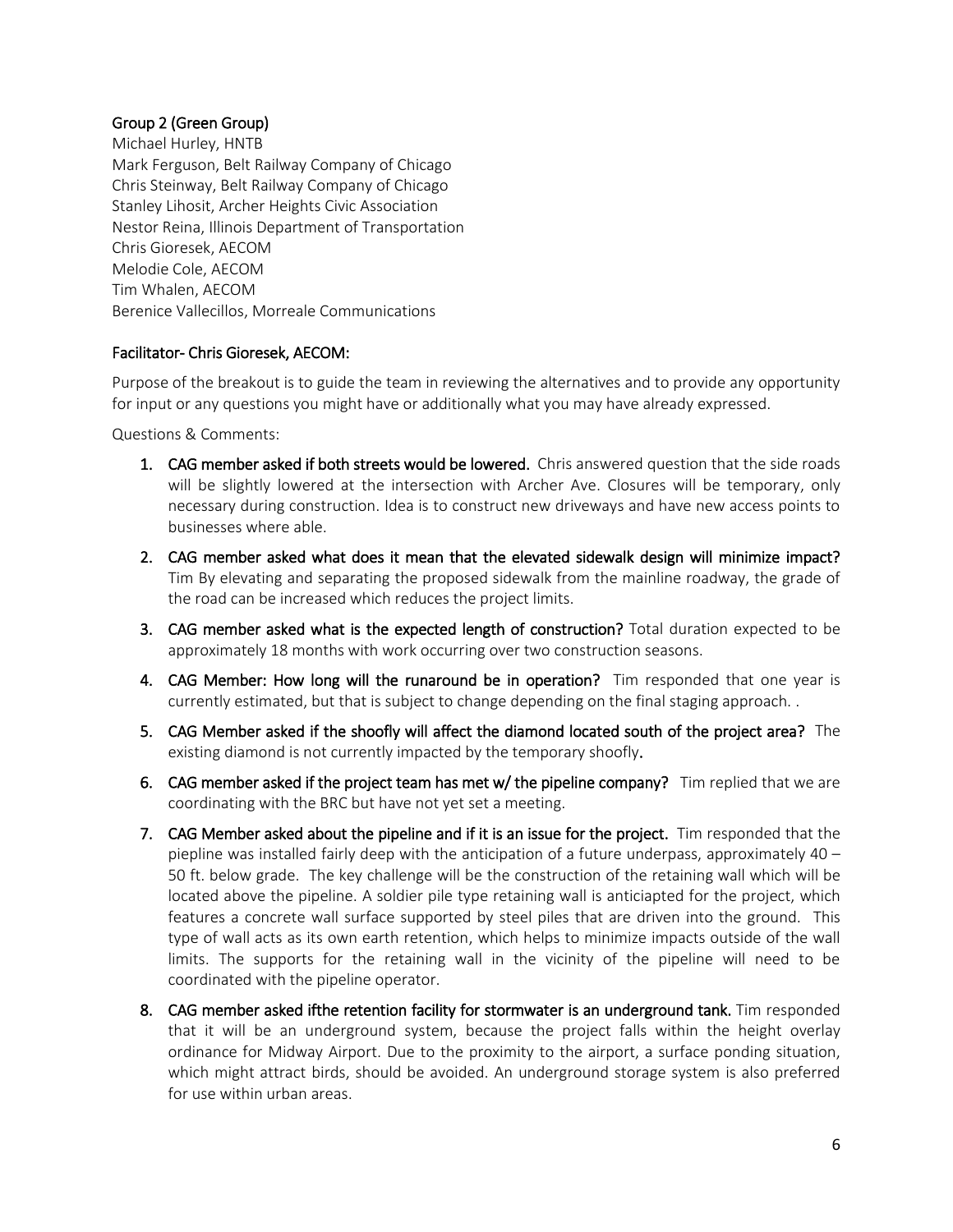**Group 2 (Green Group)**
Michael Hurley, HNTB
Mark Ferguson, Belt Railway Company of Chicago
Chris Steinway, Belt Railway Company of Chicago
Stanley Lihosit, Archer Heights Civic Association
Nestor Reina, Illinois Department of Transportation
Chris Gioresek, AECOM
Melodie Cole, AECOM
Tim Whalen, AECOM
Berenice Vallecillos, Morreale Communications

**Facilitator- Chris Gioresek, AECOM:**

Purpose of the breakout is to guide the team in reviewing the alternatives and to provide any opportunity for input or any questions you might have or additionally what you may have already expressed.

Questions & Comments:

1. **CAG member asked if both streets would be lowered.** Chris answered question that the side roads will be slightly lowered at the intersection with Archer Ave. Closures will be temporary, only necessary during construction. Idea is to construct new driveways and have new access points to businesses where able.
2. **CAG member asked what does it mean that the elevated sidewalk design will minimize impact?** Tim By elevating and separating the proposed sidewalk from the mainline roadway, the grade of the road can be increased which reduces the project limits.
3. **CAG member asked what is the expected length of construction?** Total duration expected to be approximately 18 months with work occurring over two construction seasons.
4. **CAG Member: How long will the runaround be in operation?** Tim responded that one year is currently estimated, but that is subject to change depending on the final staging approach. .
5. **CAG Member asked if the shoofly will affect the diamond located south of the project area?** The existing diamond is not currently impacted by the temporary shoofly**.**
6. **CAG member asked if the project team has met w/ the pipeline company?** Tim replied that we are coordinating with the BRC but have not yet set a meeting.
7. **CAG Member asked about the pipeline and if it is an issue for the project.** Tim responded that the piepline was installed fairly deep with the anticipation of a future underpass, approximately 40 – 50 ft. below grade. The key challenge will be the construction of the retaining wall which will be located above the pipeline. A soldier pile type retaining wall is anticiapted for the project, which features a concrete wall surface supported by steel piles that are driven into the ground. This type of wall acts as its own earth retention, which helps to minimize impacts outside of the wall limits. The supports for the retaining wall in the vicinity of the pipeline will need to be coordinated with the pipeline operator.
8. **CAG member asked ifthe retention facility for stormwater is an underground tank.** Tim responded that it will be an underground system, because the project falls within the height overlay ordinance for Midway Airport. Due to the proximity to the airport, a surface ponding situation, which might attract birds, should be avoided. An underground storage system is also preferred for use within urban areas.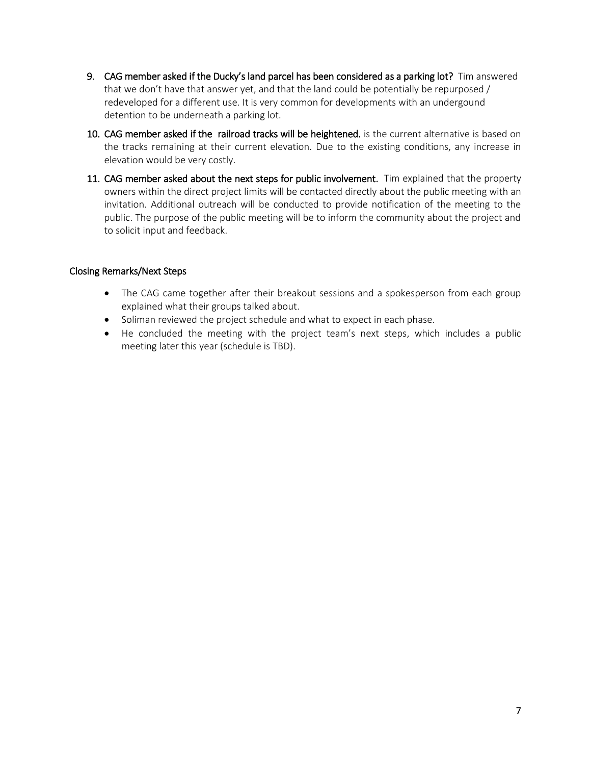9. **CAG member asked if the Ducky's land parcel has been considered as a parking lot?** Tim answered that we don't have that answer yet, and that the land could be potentially be repurposed / redeveloped for a different use. It is very common for developments with an undergound detention to be underneath a parking lot.
10. **CAG member asked if the railroad tracks will be heightened.** is the current alternative is based on the tracks remaining at their current elevation. Due to the existing conditions, any increase in elevation would be very costly.
11. **CAG member asked about the next steps for public involvement.** Tim explained that the property owners within the direct project limits will be contacted directly about the public meeting with an invitation. Additional outreach will be conducted to provide notification of the meeting to the public. The purpose of the public meeting will be to inform the community about the project and to solicit input and feedback.

## Closing Remarks/Next Steps

- The CAG came together after their breakout sessions and a spokesperson from each group explained what their groups talked about.
- Soliman reviewed the project schedule and what to expect in each phase.
- He concluded the meeting with the project team's next steps, which includes a public meeting later this year (schedule is TBD).